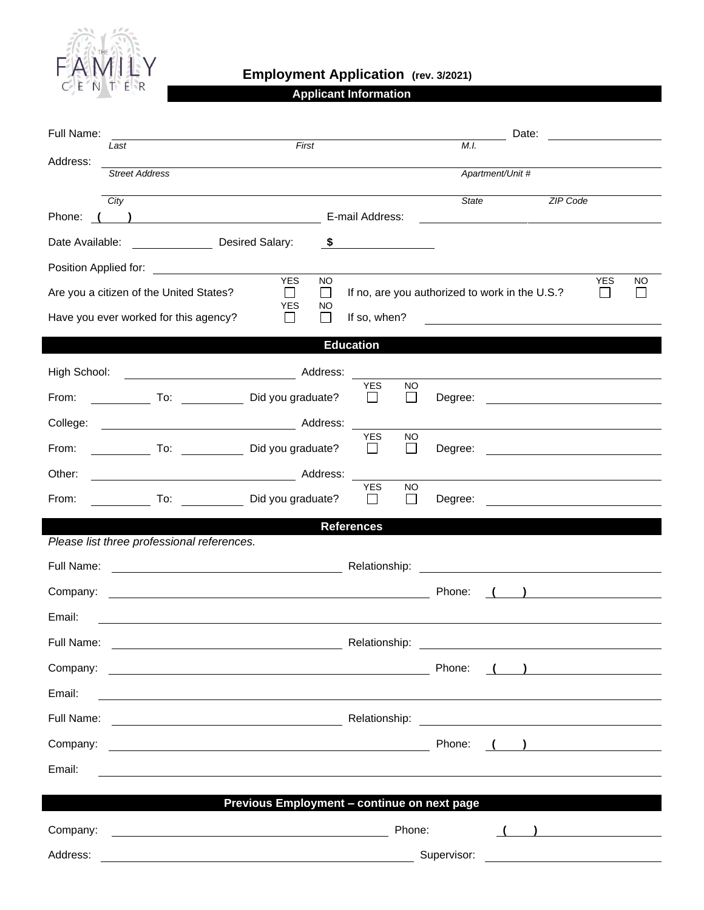THE FAMILY CENTER

# Employment Application (rev. 3/2021)

## Applicant Information

Full Name: ______________________________ Date: __________

*Last* *First* *M.I.*

Address: ______________________________

*Street Address* *Apartment/Unit #*

______________________________

*City* *State* *ZIP Code*

Phone: ( ) __________ E-mail Address: __________

Date Available: __________ Desired Salary: $ __________

Position Applied for: __________

Are you a citizen of the United States? YES ☐ NO ☐ If no, are you authorized to work in the U.S.? YES ☐ NO ☐

Have you ever worked for this agency? YES ☐ NO ☐ If so, when? __________

## Education

High School: __________ Address: __________

From: ______ To: ______ Did you graduate? YES ☐ NO ☐ Degree: __________

College: __________ Address: __________

From: ______ To: ______ Did you graduate? YES ☐ NO ☐ Degree: __________

Other: __________ Address: __________

From: ______ To: ______ Did you graduate? YES ☐ NO ☐ Degree: __________

## References

*Please list three professional references.*

Full Name: __________ Relationship: __________

Company: __________ Phone: ( ) __________

Email: __________

Full Name: __________ Relationship: __________

Company: __________ Phone: ( ) __________

Email: __________

Full Name: __________ Relationship: __________

Company: __________ Phone: ( ) __________

Email: __________

## Previous Employment – continue on next page

Company: __________ Phone: ( ) __________

Address: __________ Supervisor: __________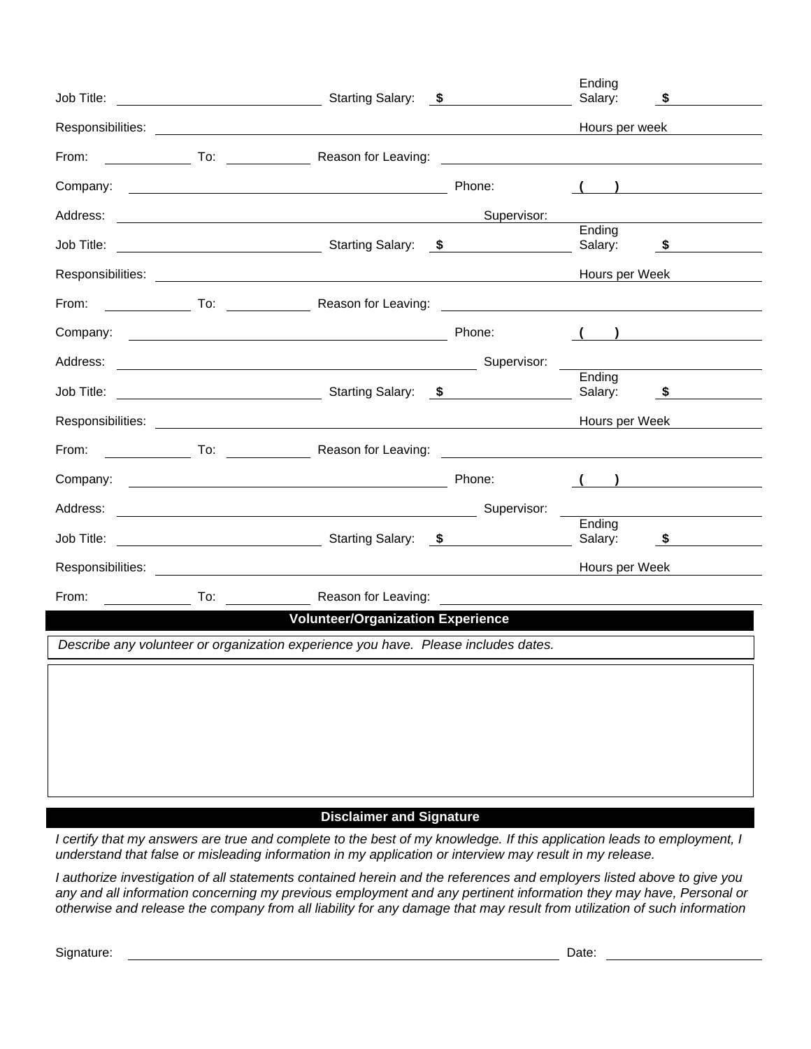Job Title: ______________________ Starting Salary: $ ______________ Ending Salary: $ __________

Responsibilities: ______________________________________________ Hours per week __________

From: __________ To: __________ Reason for Leaving: ______________________________

Company: ______________________________________ Phone: ( ) ______________

Address: ______________________________________ Supervisor: ______________

Job Title: ______________________ Starting Salary: $ ______________ Ending Salary: $ __________

Responsibilities: ______________________________________________ Hours per Week __________

From: __________ To: __________ Reason for Leaving: ______________________________

Company: ______________________________________ Phone: ( ) ______________

Address: ______________________________________ Supervisor: ______________

Job Title: ______________________ Starting Salary: $ ______________ Ending Salary: $ __________

Responsibilities: ______________________________________________ Hours per Week __________

From: __________ To: __________ Reason for Leaving: ______________________________

Company: ______________________________________ Phone: ( ) ______________

Address: ______________________________________ Supervisor: ______________

Job Title: ______________________ Starting Salary: $ ______________ Ending Salary: $ __________

Responsibilities: ______________________________________________ Hours per Week __________

From: __________ To: __________ Reason for Leaving: ______________________________

## Volunteer/Organization Experience

*Describe any volunteer or organization experience you have. Please includes dates.*

## Disclaimer and Signature

*I certify that my answers are true and complete to the best of my knowledge. If this application leads to employment, I understand that false or misleading information in my application or interview may result in my release.*

*I authorize investigation of all statements contained herein and the references and employers listed above to give you any and all information concerning my previous employment and any pertinent information they may have, Personal or otherwise and release the company from all liability for any damage that may result from utilization of such information*

Signature: ______________________________________ Date: ______________